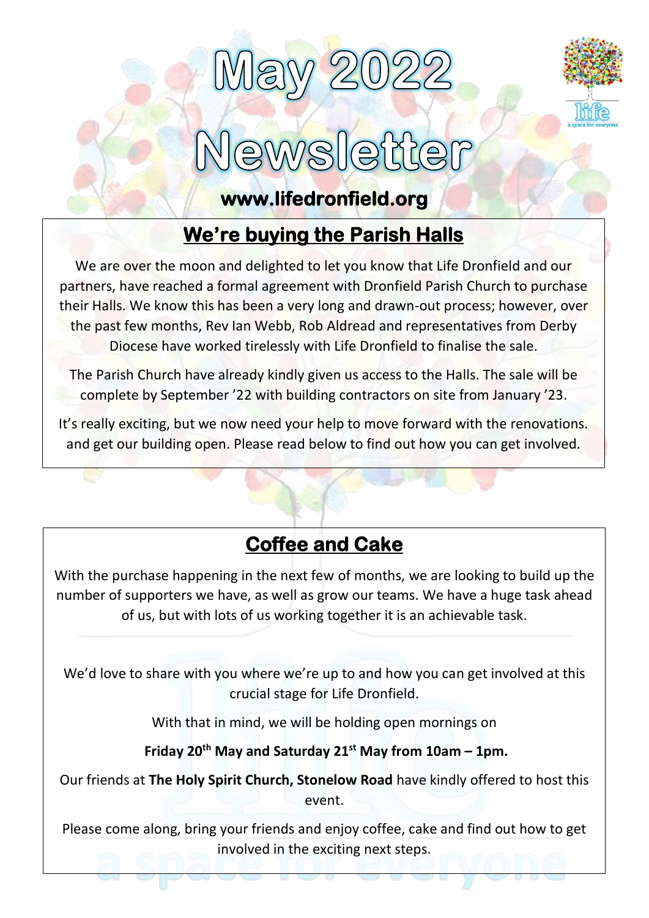# May 2022 Newsletter

**www.lifedronfield.org**

## We're buying the Parish Halls

We are over the moon and delighted to let you know that Life Dronfield and our partners, have reached a formal agreement with Dronfield Parish Church to purchase their Halls. We know this has been a very long and drawn-out process; however, over the past few months, Rev Ian Webb, Rob Aldread and representatives from Derby Diocese have worked tirelessly with Life Dronfield to finalise the sale.

The Parish Church have already kindly given us access to the Halls. The sale will be complete by September '22 with building contractors on site from January '23.

It's really exciting, but we now need your help to move forward with the renovations. and get our building open. Please read below to find out how you can get involved.

## Coffee and Cake

With the purchase happening in the next few of months, we are looking to build up the number of supporters we have, as well as grow our teams. We have a huge task ahead of us, but with lots of us working together it is an achievable task.

We'd love to share with you where we're up to and how you can get involved at this crucial stage for Life Dronfield.

With that in mind, we will be holding open mornings on

**Friday 20th May and Saturday 21st May from 10am – 1pm.**

Our friends at **The Holy Spirit Church, Stonelow Road** have kindly offered to host this event.

Please come along, bring your friends and enjoy coffee, cake and find out how to get involved in the exciting next steps.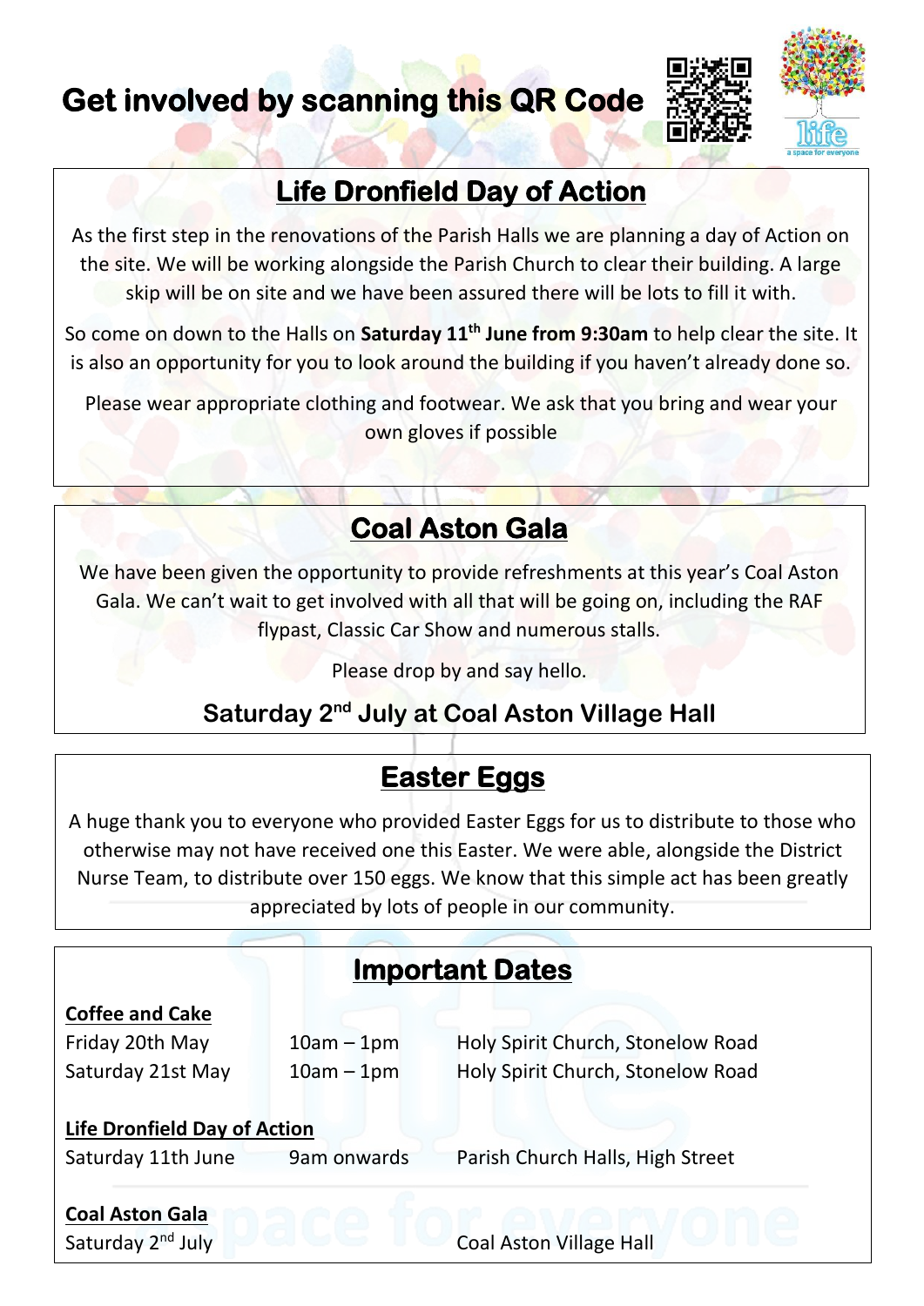# Get involved by scanning this QR Code

## Life Dronfield Day of Action

As the first step in the renovations of the Parish Halls we are planning a day of Action on the site. We will be working alongside the Parish Church to clear their building. A large skip will be on site and we have been assured there will be lots to fill it with.

So come on down to the Halls on **Saturday 11th June from 9:30am** to help clear the site. It is also an opportunity for you to look around the building if you haven't already done so.

Please wear appropriate clothing and footwear. We ask that you bring and wear your own gloves if possible

## Coal Aston Gala

We have been given the opportunity to provide refreshments at this year's Coal Aston Gala. We can't wait to get involved with all that will be going on, including the RAF flypast, Classic Car Show and numerous stalls.

Please drop by and say hello.

**Saturday 2nd July at Coal Aston Village Hall**

## Easter Eggs

A huge thank you to everyone who provided Easter Eggs for us to distribute to those who otherwise may not have received one this Easter. We were able, alongside the District Nurse Team, to distribute over 150 eggs. We know that this simple act has been greatly appreciated by lots of people in our community.

## Important Dates

**Coffee and Cake**

| | | |
|---|---|---|
| Friday 20th May | 10am – 1pm | Holy Spirit Church, Stonelow Road |
| Saturday 21st May | 10am – 1pm | Holy Spirit Church, Stonelow Road |

**Life Dronfield Day of Action**

| | | |
|---|---|---|
| Saturday 11th June | 9am onwards | Parish Church Halls, High Street |

**Coal Aston Gala**

| | | |
|---|---|---|
| Saturday 2nd July | | Coal Aston Village Hall |